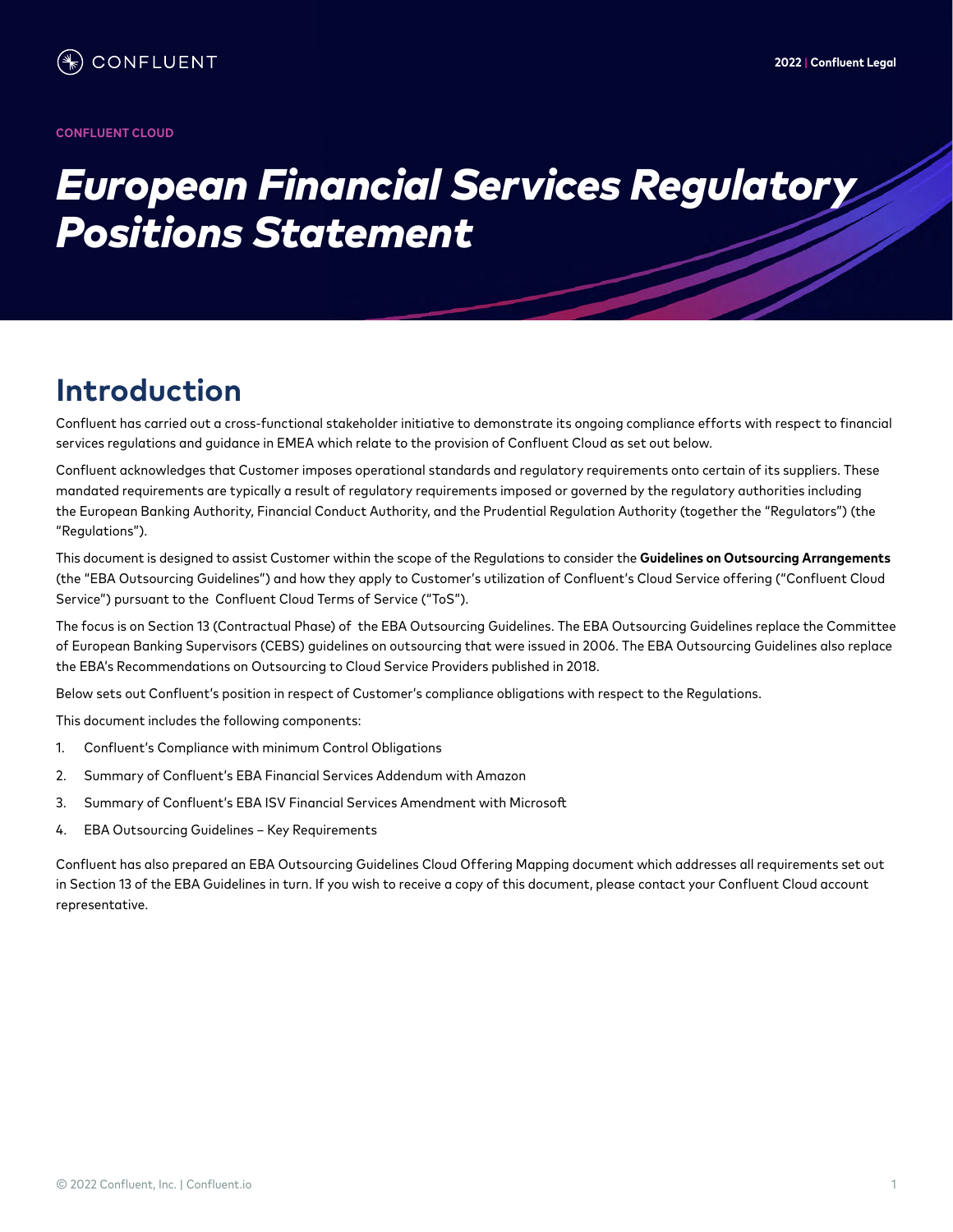CONFLUENT CLOUD

# *European Financial Services Regulatory Positions Statement*

## Introduction

Confluent has carried out a cross-functional stakeholder initiative to demonstrate its ongoing compliance efforts with respect to financial services regulations and guidance in EMEA which relate to the provision of Confluent Cloud as set out below.

Confluent acknowledges that Customer imposes operational standards and regulatory requirements onto certain of its suppliers. These mandated requirements are typically a result of regulatory requirements imposed or governed by the regulatory authorities including the European Banking Authority, Financial Conduct Authority, and the Prudential Regulation Authority (together the "Regulators") (the "Regulations").

This document is designed to assist Customer within the scope of the Regulations to consider the **Guidelines on Outsourcing Arrangements** (the "EBA Outsourcing Guidelines") and how they apply to Customer's utilization of Confluent's Cloud Service offering ("Confluent Cloud Service") pursuant to the Confluent Cloud Terms of Service ("ToS").

The focus is on Section 13 (Contractual Phase) of the EBA Outsourcing Guidelines. The EBA Outsourcing Guidelines replace the Committee of European Banking Supervisors (CEBS) guidelines on outsourcing that were issued in 2006. The EBA Outsourcing Guidelines also replace the EBA's Recommendations on Outsourcing to Cloud Service Providers published in 2018.

Below sets out Confluent's position in respect of Customer's compliance obligations with respect to the Regulations.

This document includes the following components:

1. Confluent's Compliance with minimum Control Obligations
2. Summary of Confluent's EBA Financial Services Addendum with Amazon
3. Summary of Confluent's EBA ISV Financial Services Amendment with Microsoft
4. EBA Outsourcing Guidelines – Key Requirements

Confluent has also prepared an EBA Outsourcing Guidelines Cloud Offering Mapping document which addresses all requirements set out in Section 13 of the EBA Guidelines in turn. If you wish to receive a copy of this document, please contact your Confluent Cloud account representative.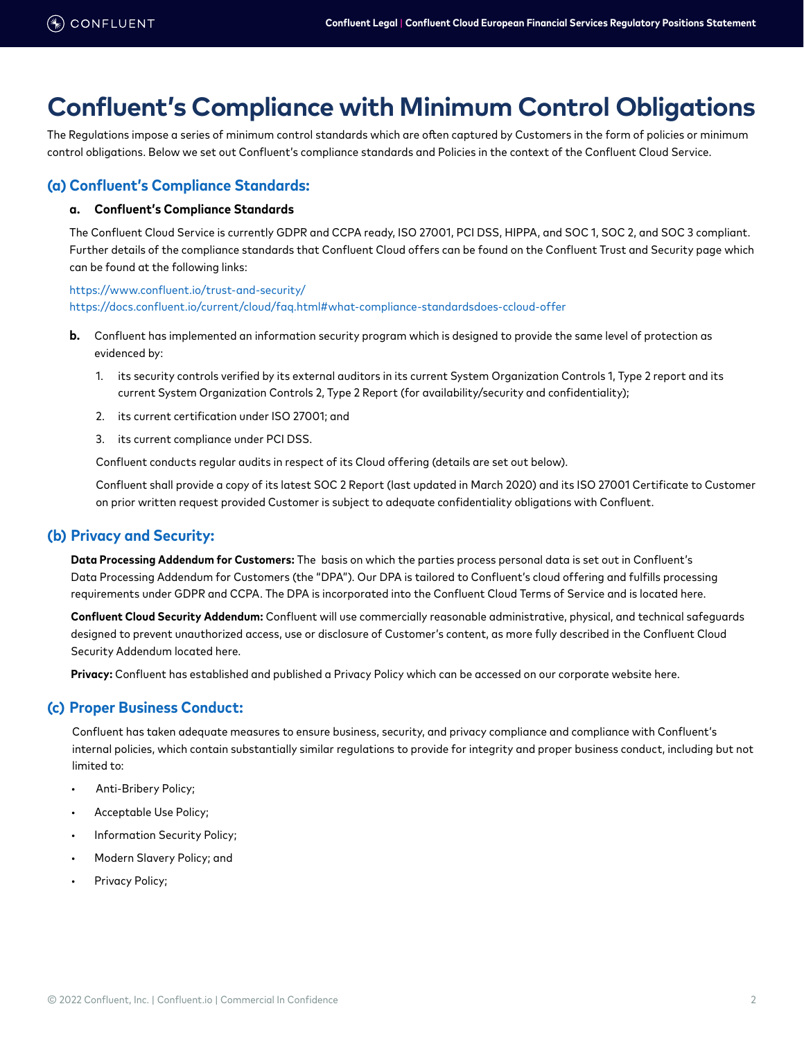# Confluent's Compliance with Minimum Control Obligations

The Regulations impose a series of minimum control standards which are often captured by Customers in the form of policies or minimum control obligations. Below we set out Confluent's compliance standards and Policies in the context of the Confluent Cloud Service.

## (a) Confluent's Compliance Standards:

**a. Confluent's Compliance Standards**

The Confluent Cloud Service is currently GDPR and CCPA ready, ISO 27001, PCI DSS, HIPPA, and SOC 1, SOC 2, and SOC 3 compliant. Further details of the compliance standards that Confluent Cloud offers can be found on the Confluent Trust and Security page which can be found at the following links:

https://www.confluent.io/trust-and-security/
https://docs.confluent.io/current/cloud/faq.html#what-compliance-standardsdoes-ccloud-offer

**b.** Confluent has implemented an information security program which is designed to provide the same level of protection as evidenced by:

1. its security controls verified by its external auditors in its current System Organization Controls 1, Type 2 report and its current System Organization Controls 2, Type 2 Report (for availability/security and confidentiality);
2. its current certification under ISO 27001; and
3. its current compliance under PCI DSS.

Confluent conducts regular audits in respect of its Cloud offering (details are set out below).

Confluent shall provide a copy of its latest SOC 2 Report (last updated in March 2020) and its ISO 27001 Certificate to Customer on prior written request provided Customer is subject to adequate confidentiality obligations with Confluent.

## (b) Privacy and Security:

**Data Processing Addendum for Customers:** The basis on which the parties process personal data is set out in Confluent's Data Processing Addendum for Customers (the "DPA"). Our DPA is tailored to Confluent's cloud offering and fulfills processing requirements under GDPR and CCPA. The DPA is incorporated into the Confluent Cloud Terms of Service and is located here.

**Confluent Cloud Security Addendum:** Confluent will use commercially reasonable administrative, physical, and technical safeguards designed to prevent unauthorized access, use or disclosure of Customer's content, as more fully described in the Confluent Cloud Security Addendum located here.

**Privacy:** Confluent has established and published a Privacy Policy which can be accessed on our corporate website here.

## (c) Proper Business Conduct:

Confluent has taken adequate measures to ensure business, security, and privacy compliance and compliance with Confluent's internal policies, which contain substantially similar regulations to provide for integrity and proper business conduct, including but not limited to:

- Anti-Bribery Policy;
- Acceptable Use Policy;
- Information Security Policy;
- Modern Slavery Policy; and
- Privacy Policy;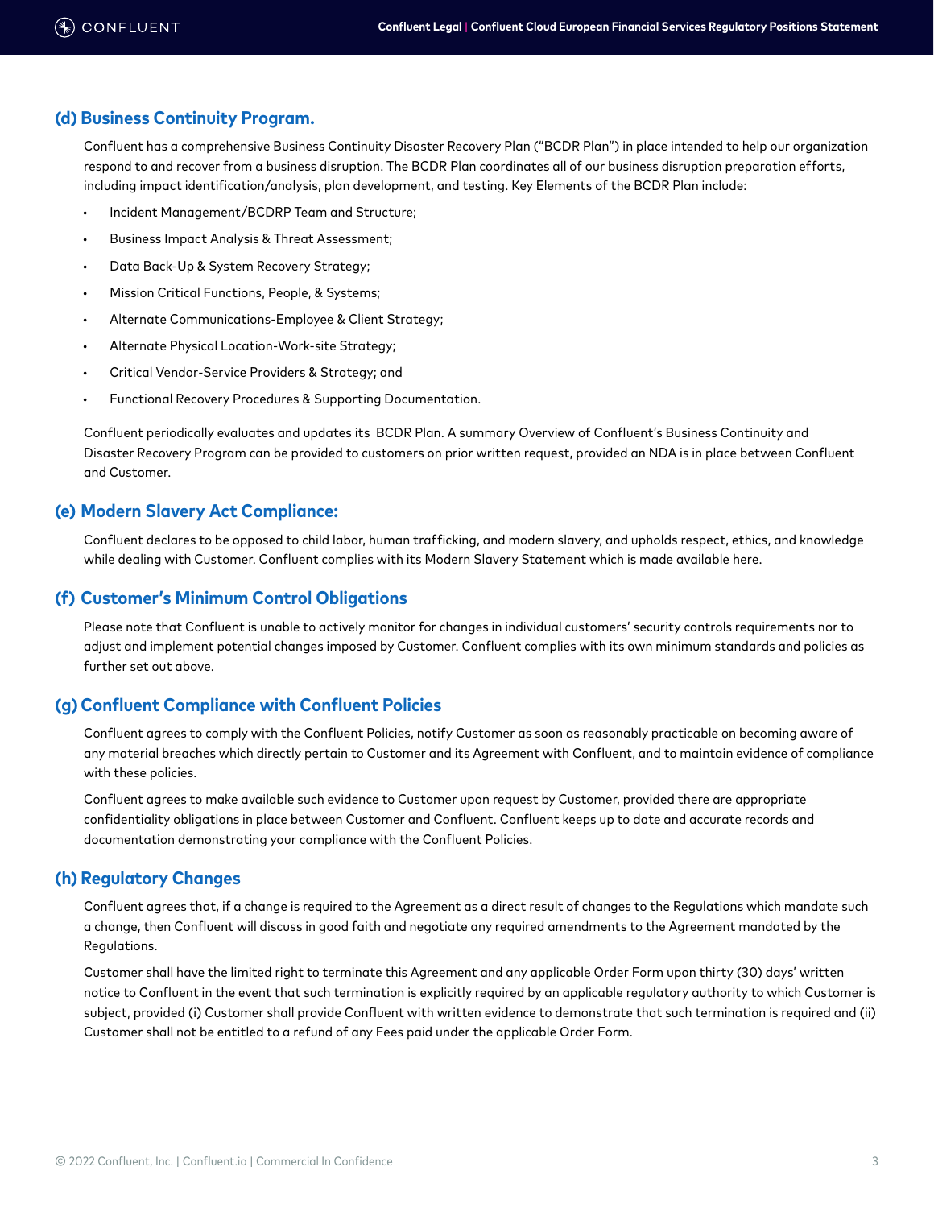### (d) Business Continuity Program.

Confluent has a comprehensive Business Continuity Disaster Recovery Plan ("BCDR Plan") in place intended to help our organization respond to and recover from a business disruption. The BCDR Plan coordinates all of our business disruption preparation efforts, including impact identification/analysis, plan development, and testing. Key Elements of the BCDR Plan include:

- Incident Management/BCDRP Team and Structure;
- Business Impact Analysis & Threat Assessment;
- Data Back-Up & System Recovery Strategy;
- Mission Critical Functions, People, & Systems;
- Alternate Communications-Employee & Client Strategy;
- Alternate Physical Location-Work-site Strategy;
- Critical Vendor-Service Providers & Strategy; and
- Functional Recovery Procedures & Supporting Documentation.

Confluent periodically evaluates and updates its BCDR Plan. A summary Overview of Confluent's Business Continuity and Disaster Recovery Program can be provided to customers on prior written request, provided an NDA is in place between Confluent and Customer.

### (e) Modern Slavery Act Compliance:

Confluent declares to be opposed to child labor, human trafficking, and modern slavery, and upholds respect, ethics, and knowledge while dealing with Customer. Confluent complies with its Modern Slavery Statement which is made available here.

### (f) Customer's Minimum Control Obligations

Please note that Confluent is unable to actively monitor for changes in individual customers' security controls requirements nor to adjust and implement potential changes imposed by Customer. Confluent complies with its own minimum standards and policies as further set out above.

### (g) Confluent Compliance with Confluent Policies

Confluent agrees to comply with the Confluent Policies, notify Customer as soon as reasonably practicable on becoming aware of any material breaches which directly pertain to Customer and its Agreement with Confluent, and to maintain evidence of compliance with these policies.

Confluent agrees to make available such evidence to Customer upon request by Customer, provided there are appropriate confidentiality obligations in place between Customer and Confluent. Confluent keeps up to date and accurate records and documentation demonstrating your compliance with the Confluent Policies.

### (h) Regulatory Changes

Confluent agrees that, if a change is required to the Agreement as a direct result of changes to the Regulations which mandate such a change, then Confluent will discuss in good faith and negotiate any required amendments to the Agreement mandated by the Regulations.

Customer shall have the limited right to terminate this Agreement and any applicable Order Form upon thirty (30) days' written notice to Confluent in the event that such termination is explicitly required by an applicable regulatory authority to which Customer is subject, provided (i) Customer shall provide Confluent with written evidence to demonstrate that such termination is required and (ii) Customer shall not be entitled to a refund of any Fees paid under the applicable Order Form.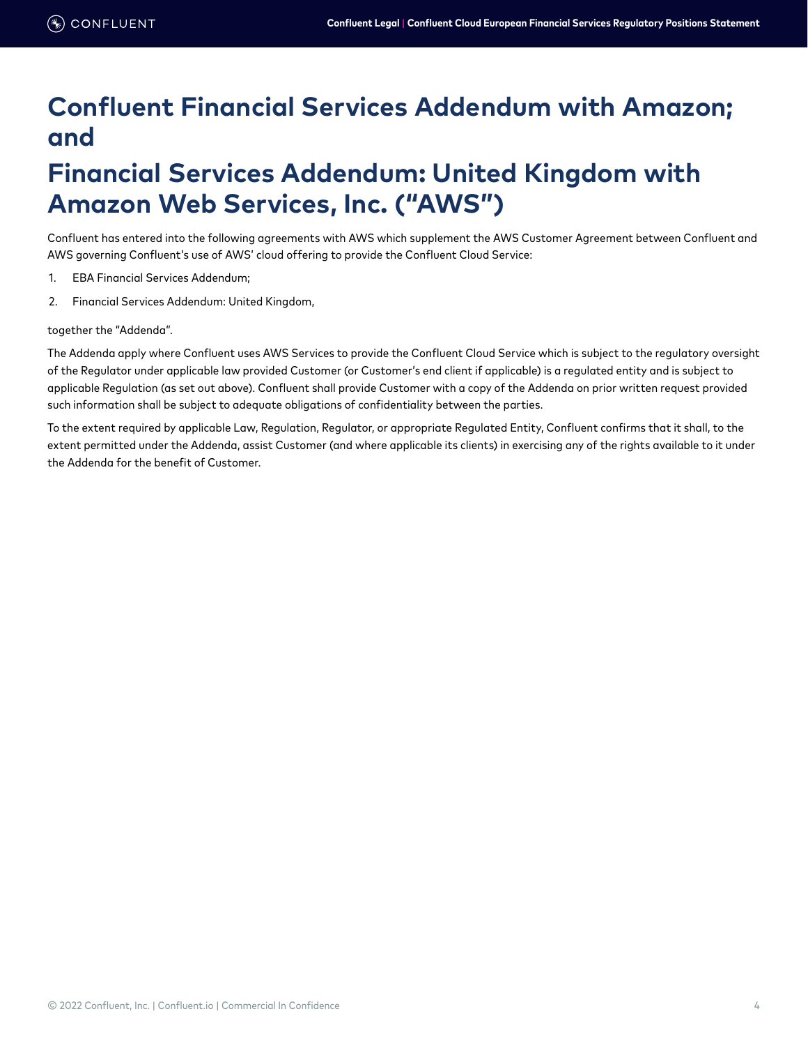# Confluent Financial Services Addendum with Amazon; and

# Financial Services Addendum: United Kingdom with Amazon Web Services, Inc. ("AWS")

Confluent has entered into the following agreements with AWS which supplement the AWS Customer Agreement between Confluent and AWS governing Confluent's use of AWS' cloud offering to provide the Confluent Cloud Service:

1. EBA Financial Services Addendum;
2. Financial Services Addendum: United Kingdom,

together the "Addenda".

The Addenda apply where Confluent uses AWS Services to provide the Confluent Cloud Service which is subject to the regulatory oversight of the Regulator under applicable law provided Customer (or Customer's end client if applicable) is a regulated entity and is subject to applicable Regulation (as set out above). Confluent shall provide Customer with a copy of the Addenda on prior written request provided such information shall be subject to adequate obligations of confidentiality between the parties.

To the extent required by applicable Law, Regulation, Regulator, or appropriate Regulated Entity, Confluent confirms that it shall, to the extent permitted under the Addenda, assist Customer (and where applicable its clients) in exercising any of the rights available to it under the Addenda for the benefit of Customer.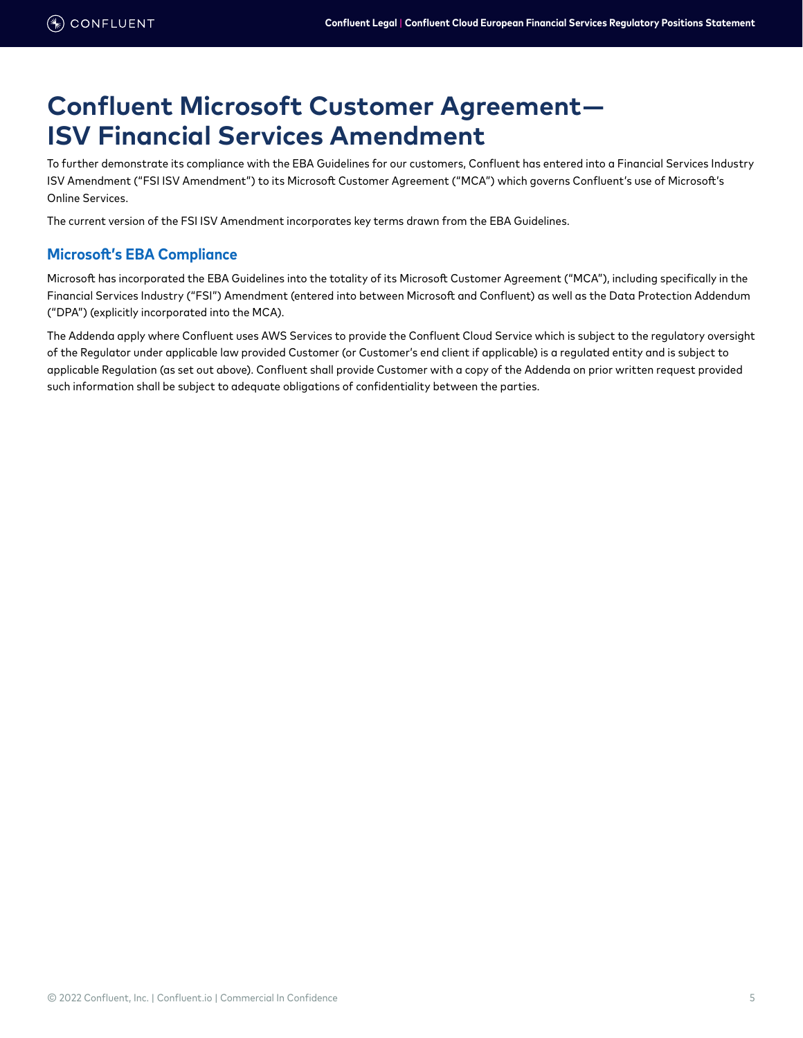# Confluent Microsoft Customer Agreement— ISV Financial Services Amendment

To further demonstrate its compliance with the EBA Guidelines for our customers, Confluent has entered into a Financial Services Industry ISV Amendment ("FSI ISV Amendment") to its Microsoft Customer Agreement ("MCA") which governs Confluent's use of Microsoft's Online Services.

The current version of the FSI ISV Amendment incorporates key terms drawn from the EBA Guidelines.

## Microsoft's EBA Compliance

Microsoft has incorporated the EBA Guidelines into the totality of its Microsoft Customer Agreement ("MCA"), including specifically in the Financial Services Industry ("FSI") Amendment (entered into between Microsoft and Confluent) as well as the Data Protection Addendum ("DPA") (explicitly incorporated into the MCA).

The Addenda apply where Confluent uses AWS Services to provide the Confluent Cloud Service which is subject to the regulatory oversight of the Regulator under applicable law provided Customer (or Customer's end client if applicable) is a regulated entity and is subject to applicable Regulation (as set out above). Confluent shall provide Customer with a copy of the Addenda on prior written request provided such information shall be subject to adequate obligations of confidentiality between the parties.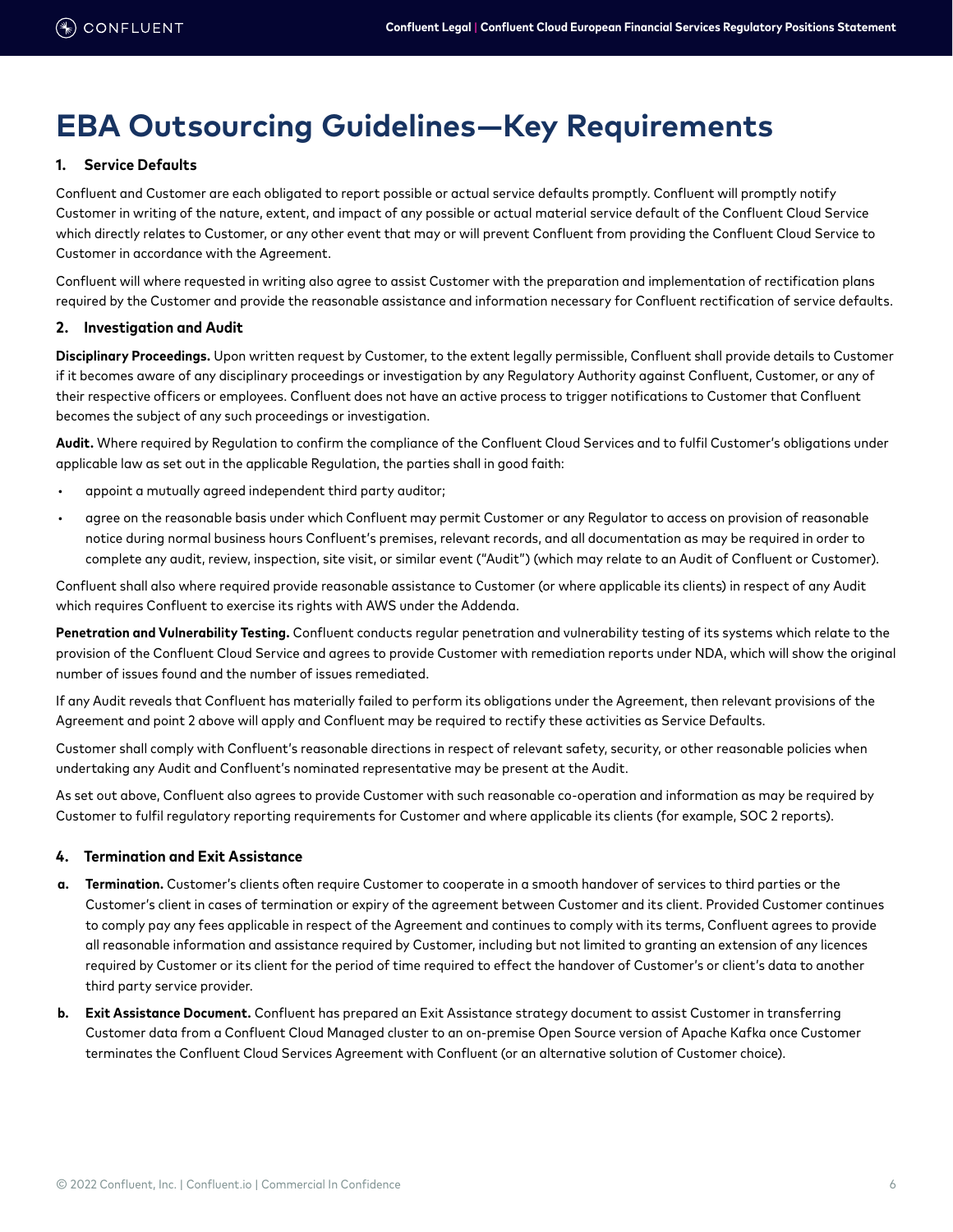# EBA Outsourcing Guidelines—Key Requirements

### 1. Service Defaults

Confluent and Customer are each obligated to report possible or actual service defaults promptly. Confluent will promptly notify Customer in writing of the nature, extent, and impact of any possible or actual material service default of the Confluent Cloud Service which directly relates to Customer, or any other event that may or will prevent Confluent from providing the Confluent Cloud Service to Customer in accordance with the Agreement.

Confluent will where requested in writing also agree to assist Customer with the preparation and implementation of rectification plans required by the Customer and provide the reasonable assistance and information necessary for Confluent rectification of service defaults.

### 2. Investigation and Audit

**Disciplinary Proceedings.** Upon written request by Customer, to the extent legally permissible, Confluent shall provide details to Customer if it becomes aware of any disciplinary proceedings or investigation by any Regulatory Authority against Confluent, Customer, or any of their respective officers or employees. Confluent does not have an active process to trigger notifications to Customer that Confluent becomes the subject of any such proceedings or investigation.

**Audit.** Where required by Regulation to confirm the compliance of the Confluent Cloud Services and to fulfil Customer's obligations under applicable law as set out in the applicable Regulation, the parties shall in good faith:

- appoint a mutually agreed independent third party auditor;
- agree on the reasonable basis under which Confluent may permit Customer or any Regulator to access on provision of reasonable notice during normal business hours Confluent's premises, relevant records, and all documentation as may be required in order to complete any audit, review, inspection, site visit, or similar event ("Audit") (which may relate to an Audit of Confluent or Customer).

Confluent shall also where required provide reasonable assistance to Customer (or where applicable its clients) in respect of any Audit which requires Confluent to exercise its rights with AWS under the Addenda.

**Penetration and Vulnerability Testing.** Confluent conducts regular penetration and vulnerability testing of its systems which relate to the provision of the Confluent Cloud Service and agrees to provide Customer with remediation reports under NDA, which will show the original number of issues found and the number of issues remediated.

If any Audit reveals that Confluent has materially failed to perform its obligations under the Agreement, then relevant provisions of the Agreement and point 2 above will apply and Confluent may be required to rectify these activities as Service Defaults.

Customer shall comply with Confluent's reasonable directions in respect of relevant safety, security, or other reasonable policies when undertaking any Audit and Confluent's nominated representative may be present at the Audit.

As set out above, Confluent also agrees to provide Customer with such reasonable co-operation and information as may be required by Customer to fulfil regulatory reporting requirements for Customer and where applicable its clients (for example, SOC 2 reports).

### 4. Termination and Exit Assistance

a. **Termination.** Customer's clients often require Customer to cooperate in a smooth handover of services to third parties or the Customer's client in cases of termination or expiry of the agreement between Customer and its client. Provided Customer continues to comply pay any fees applicable in respect of the Agreement and continues to comply with its terms, Confluent agrees to provide all reasonable information and assistance required by Customer, including but not limited to granting an extension of any licences required by Customer or its client for the period of time required to effect the handover of Customer's or client's data to another third party service provider.

b. **Exit Assistance Document.** Confluent has prepared an Exit Assistance strategy document to assist Customer in transferring Customer data from a Confluent Cloud Managed cluster to an on-premise Open Source version of Apache Kafka once Customer terminates the Confluent Cloud Services Agreement with Confluent (or an alternative solution of Customer choice).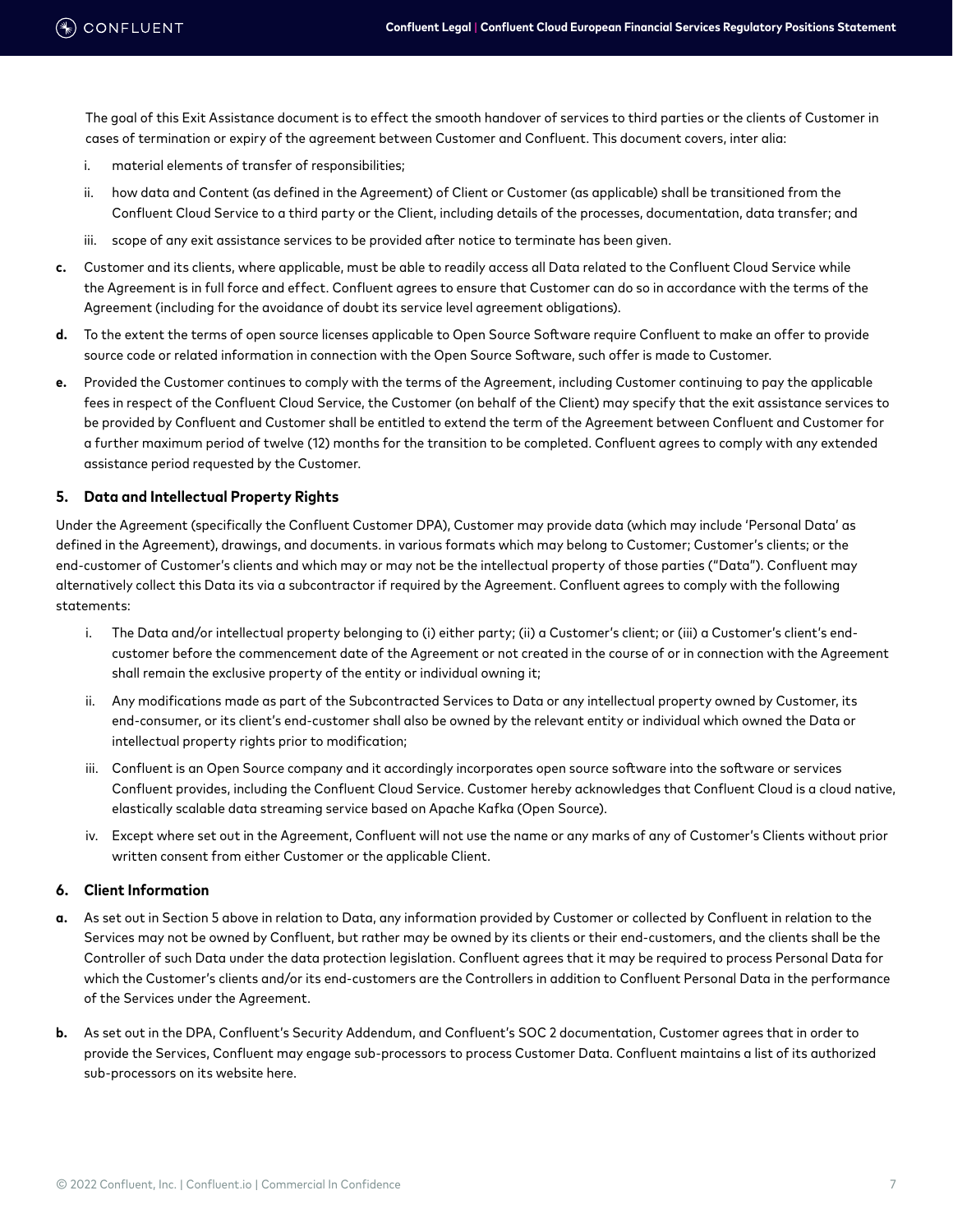The goal of this Exit Assistance document is to effect the smooth handover of services to third parties or the clients of Customer in cases of termination or expiry of the agreement between Customer and Confluent. This document covers, inter alia:

i. material elements of transfer of responsibilities;

ii. how data and Content (as defined in the Agreement) of Client or Customer (as applicable) shall be transitioned from the Confluent Cloud Service to a third party or the Client, including details of the processes, documentation, data transfer; and

iii. scope of any exit assistance services to be provided after notice to terminate has been given.

**c.** Customer and its clients, where applicable, must be able to readily access all Data related to the Confluent Cloud Service while the Agreement is in full force and effect. Confluent agrees to ensure that Customer can do so in accordance with the terms of the Agreement (including for the avoidance of doubt its service level agreement obligations).

**d.** To the extent the terms of open source licenses applicable to Open Source Software require Confluent to make an offer to provide source code or related information in connection with the Open Source Software, such offer is made to Customer.

**e.** Provided the Customer continues to comply with the terms of the Agreement, including Customer continuing to pay the applicable fees in respect of the Confluent Cloud Service, the Customer (on behalf of the Client) may specify that the exit assistance services to be provided by Confluent and Customer shall be entitled to extend the term of the Agreement between Confluent and Customer for a further maximum period of twelve (12) months for the transition to be completed. Confluent agrees to comply with any extended assistance period requested by the Customer.

### 5. Data and Intellectual Property Rights

Under the Agreement (specifically the Confluent Customer DPA), Customer may provide data (which may include 'Personal Data' as defined in the Agreement), drawings, and documents. in various formats which may belong to Customer; Customer's clients; or the end-customer of Customer's clients and which may or may not be the intellectual property of those parties ("Data"). Confluent may alternatively collect this Data its via a subcontractor if required by the Agreement. Confluent agrees to comply with the following statements:

i. The Data and/or intellectual property belonging to (i) either party; (ii) a Customer's client; or (iii) a Customer's client's end-customer before the commencement date of the Agreement or not created in the course of or in connection with the Agreement shall remain the exclusive property of the entity or individual owning it;

ii. Any modifications made as part of the Subcontracted Services to Data or any intellectual property owned by Customer, its end-consumer, or its client's end-customer shall also be owned by the relevant entity or individual which owned the Data or intellectual property rights prior to modification;

iii. Confluent is an Open Source company and it accordingly incorporates open source software into the software or services Confluent provides, including the Confluent Cloud Service. Customer hereby acknowledges that Confluent Cloud is a cloud native, elastically scalable data streaming service based on Apache Kafka (Open Source).

iv. Except where set out in the Agreement, Confluent will not use the name or any marks of any of Customer's Clients without prior written consent from either Customer or the applicable Client.

### 6. Client Information

**a.** As set out in Section 5 above in relation to Data, any information provided by Customer or collected by Confluent in relation to the Services may not be owned by Confluent, but rather may be owned by its clients or their end-customers, and the clients shall be the Controller of such Data under the data protection legislation. Confluent agrees that it may be required to process Personal Data for which the Customer's clients and/or its end-customers are the Controllers in addition to Confluent Personal Data in the performance of the Services under the Agreement.

**b.** As set out in the DPA, Confluent's Security Addendum, and Confluent's SOC 2 documentation, Customer agrees that in order to provide the Services, Confluent may engage sub-processors to process Customer Data. Confluent maintains a list of its authorized sub-processors on its website here.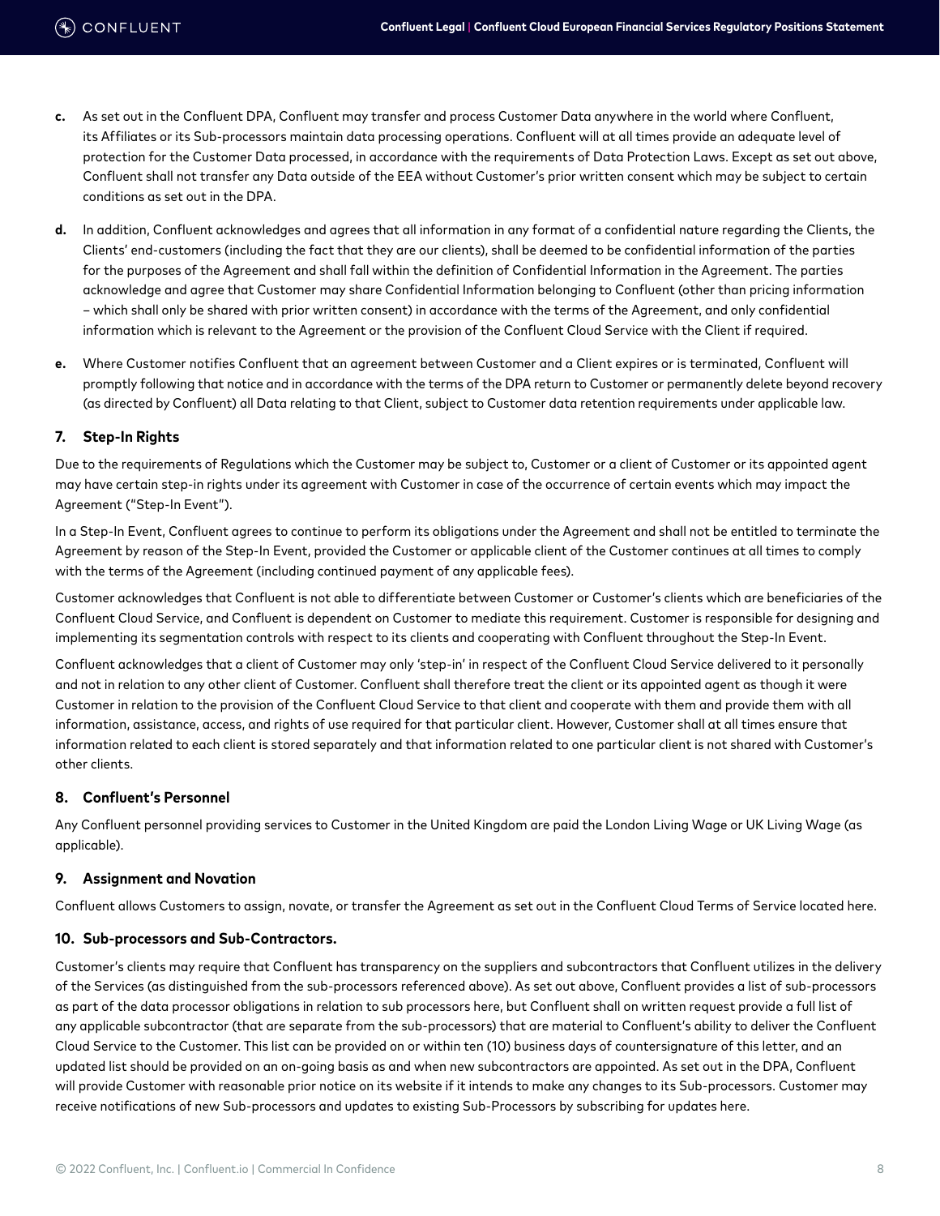c. As set out in the Confluent DPA, Confluent may transfer and process Customer Data anywhere in the world where Confluent, its Affiliates or its Sub-processors maintain data processing operations. Confluent will at all times provide an adequate level of protection for the Customer Data processed, in accordance with the requirements of Data Protection Laws. Except as set out above, Confluent shall not transfer any Data outside of the EEA without Customer's prior written consent which may be subject to certain conditions as set out in the DPA.

d. In addition, Confluent acknowledges and agrees that all information in any format of a confidential nature regarding the Clients, the Clients' end-customers (including the fact that they are our clients), shall be deemed to be confidential information of the parties for the purposes of the Agreement and shall fall within the definition of Confidential Information in the Agreement. The parties acknowledge and agree that Customer may share Confidential Information belonging to Confluent (other than pricing information – which shall only be shared with prior written consent) in accordance with the terms of the Agreement, and only confidential information which is relevant to the Agreement or the provision of the Confluent Cloud Service with the Client if required.

e. Where Customer notifies Confluent that an agreement between Customer and a Client expires or is terminated, Confluent will promptly following that notice and in accordance with the terms of the DPA return to Customer or permanently delete beyond recovery (as directed by Confluent) all Data relating to that Client, subject to Customer data retention requirements under applicable law.

### 7. Step-In Rights

Due to the requirements of Regulations which the Customer may be subject to, Customer or a client of Customer or its appointed agent may have certain step-in rights under its agreement with Customer in case of the occurrence of certain events which may impact the Agreement ("Step-In Event").

In a Step-In Event, Confluent agrees to continue to perform its obligations under the Agreement and shall not be entitled to terminate the Agreement by reason of the Step-In Event, provided the Customer or applicable client of the Customer continues at all times to comply with the terms of the Agreement (including continued payment of any applicable fees).

Customer acknowledges that Confluent is not able to differentiate between Customer or Customer's clients which are beneficiaries of the Confluent Cloud Service, and Confluent is dependent on Customer to mediate this requirement. Customer is responsible for designing and implementing its segmentation controls with respect to its clients and cooperating with Confluent throughout the Step-In Event.

Confluent acknowledges that a client of Customer may only 'step-in' in respect of the Confluent Cloud Service delivered to it personally and not in relation to any other client of Customer. Confluent shall therefore treat the client or its appointed agent as though it were Customer in relation to the provision of the Confluent Cloud Service to that client and cooperate with them and provide them with all information, assistance, access, and rights of use required for that particular client. However, Customer shall at all times ensure that information related to each client is stored separately and that information related to one particular client is not shared with Customer's other clients.

### 8. Confluent's Personnel

Any Confluent personnel providing services to Customer in the United Kingdom are paid the London Living Wage or UK Living Wage (as applicable).

### 9. Assignment and Novation

Confluent allows Customers to assign, novate, or transfer the Agreement as set out in the Confluent Cloud Terms of Service located here.

### 10. Sub-processors and Sub-Contractors.

Customer's clients may require that Confluent has transparency on the suppliers and subcontractors that Confluent utilizes in the delivery of the Services (as distinguished from the sub-processors referenced above). As set out above, Confluent provides a list of sub-processors as part of the data processor obligations in relation to sub processors here, but Confluent shall on written request provide a full list of any applicable subcontractor (that are separate from the sub-processors) that are material to Confluent's ability to deliver the Confluent Cloud Service to the Customer. This list can be provided on or within ten (10) business days of countersignature of this letter, and an updated list should be provided on an on-going basis as and when new subcontractors are appointed. As set out in the DPA, Confluent will provide Customer with reasonable prior notice on its website if it intends to make any changes to its Sub-processors. Customer may receive notifications of new Sub-processors and updates to existing Sub-Processors by subscribing for updates here.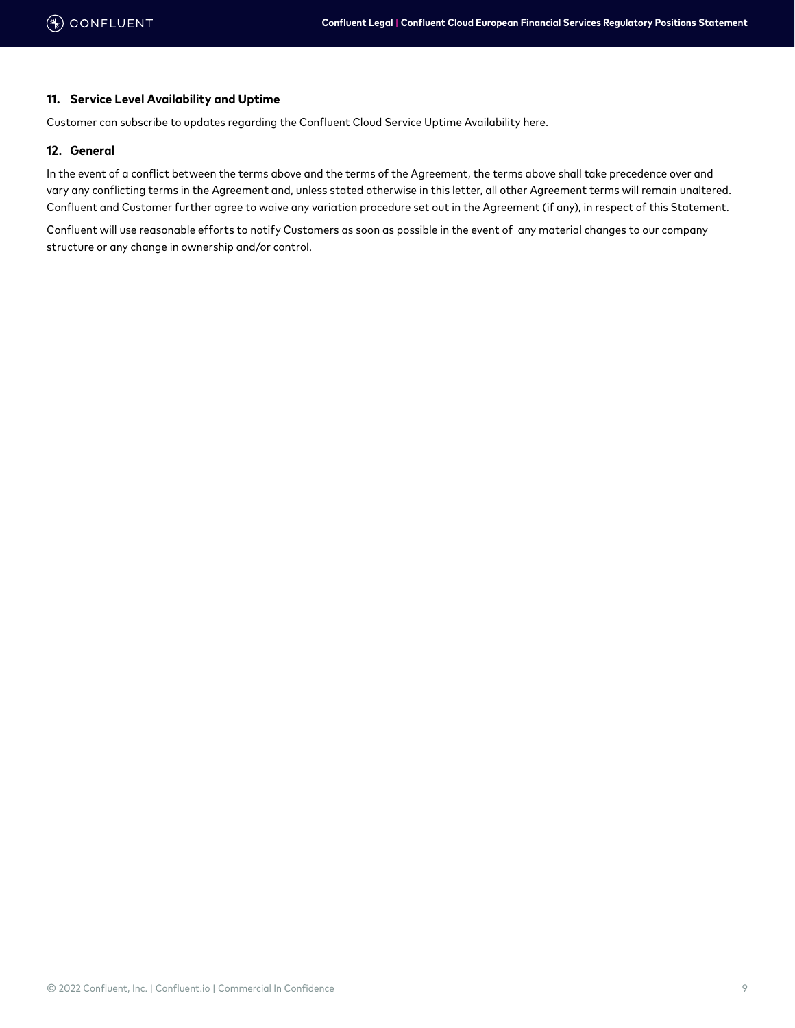## 11. Service Level Availability and Uptime

Customer can subscribe to updates regarding the Confluent Cloud Service Uptime Availability here.

## 12. General

In the event of a conflict between the terms above and the terms of the Agreement, the terms above shall take precedence over and vary any conflicting terms in the Agreement and, unless stated otherwise in this letter, all other Agreement terms will remain unaltered. Confluent and Customer further agree to waive any variation procedure set out in the Agreement (if any), in respect of this Statement.

Confluent will use reasonable efforts to notify Customers as soon as possible in the event of any material changes to our company structure or any change in ownership and/or control.